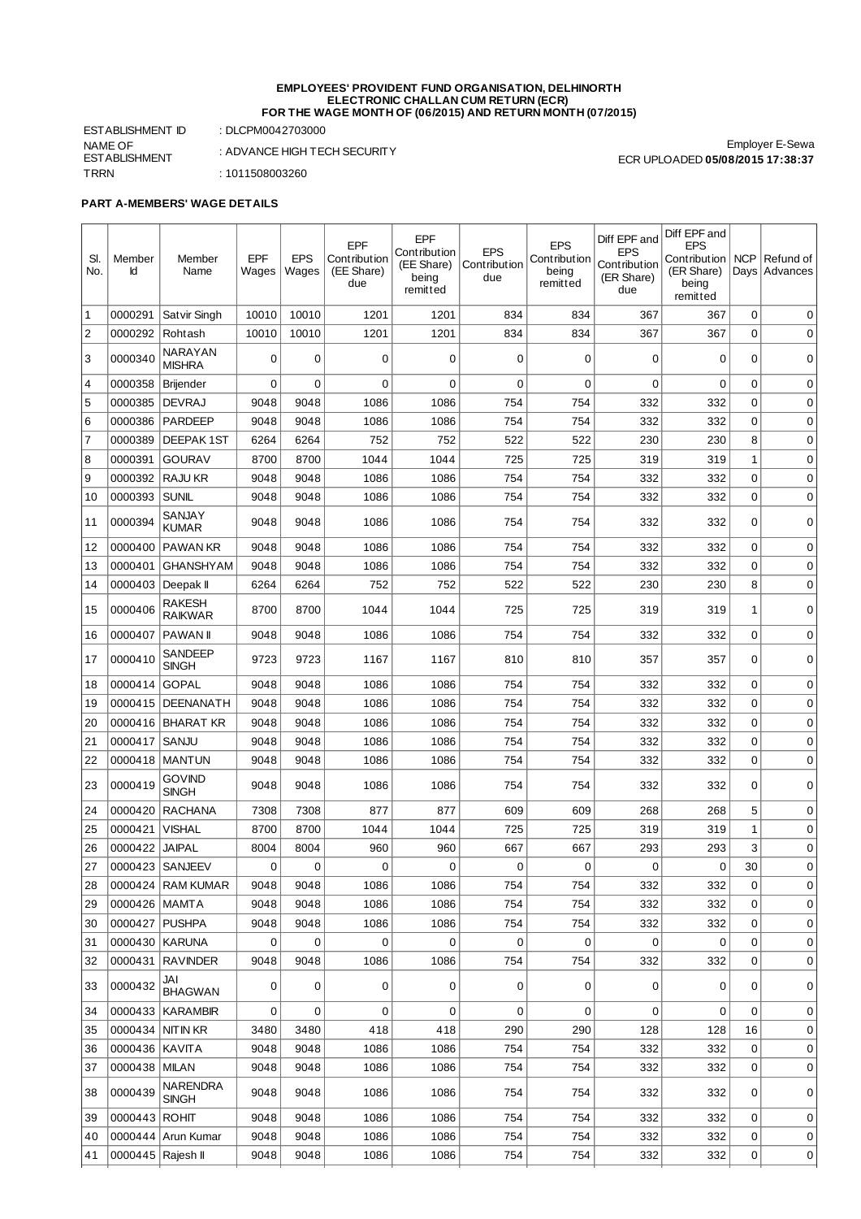**EMPLOYEES' PROVIDENT FUND ORGANISATION, DELHINORTH**
**ELECTRONIC CHALLAN CUM RETURN (ECR)**
**FOR THE WAGE MONTH OF (06/2015) AND RETURN MONTH (07/2015)**

ESTABLISHMENT ID : DLCPM0042703000
NAME OF ESTABLISHMENT : ADVANCE HIGH TECH SECURITY
TRRN : 1011508003260

Employer E-Sewa
ECR UPLOADED **05/08/2015 17:38:37**

**PART A-MEMBERS' WAGE DETAILS**

| Sl. No. | Member Id | Member Name | EPF Wages | EPS Wages | EPF Contribution (EE Share) due | EPF Contribution (EE Share) being remitted | EPS Contribution due | EPS Contribution being remitted | Diff EPF and EPS Contribution (ER Share) due | Diff EPF and EPS Contribution (ER Share) being remitted | NCP Days | Refund of Advances |
|---|---|---|---|---|---|---|---|---|---|---|---|---|
| 1 | 0000291 | Satvir Singh | 10010 | 10010 | 1201 | 1201 | 834 | 834 | 367 | 367 | 0 | 0 |
| 2 | 0000292 | Rohtash | 10010 | 10010 | 1201 | 1201 | 834 | 834 | 367 | 367 | 0 | 0 |
| 3 | 0000340 | NARAYAN MISHRA | 0 | 0 | 0 | 0 | 0 | 0 | 0 | 0 | 0 | 0 |
| 4 | 0000358 | Brijender | 0 | 0 | 0 | 0 | 0 | 0 | 0 | 0 | 0 | 0 |
| 5 | 0000385 | DEVRAJ | 9048 | 9048 | 1086 | 1086 | 754 | 754 | 332 | 332 | 0 | 0 |
| 6 | 0000386 | PARDEEP | 9048 | 9048 | 1086 | 1086 | 754 | 754 | 332 | 332 | 0 | 0 |
| 7 | 0000389 | DEEPAK 1ST | 6264 | 6264 | 752 | 752 | 522 | 522 | 230 | 230 | 8 | 0 |
| 8 | 0000391 | GOURAV | 8700 | 8700 | 1044 | 1044 | 725 | 725 | 319 | 319 | 1 | 0 |
| 9 | 0000392 | RAJU KR | 9048 | 9048 | 1086 | 1086 | 754 | 754 | 332 | 332 | 0 | 0 |
| 10 | 0000393 | SUNIL | 9048 | 9048 | 1086 | 1086 | 754 | 754 | 332 | 332 | 0 | 0 |
| 11 | 0000394 | SANJAY KUMAR | 9048 | 9048 | 1086 | 1086 | 754 | 754 | 332 | 332 | 0 | 0 |
| 12 | 0000400 | PAWAN KR | 9048 | 9048 | 1086 | 1086 | 754 | 754 | 332 | 332 | 0 | 0 |
| 13 | 0000401 | GHANSHYAM | 9048 | 9048 | 1086 | 1086 | 754 | 754 | 332 | 332 | 0 | 0 |
| 14 | 0000403 | Deepak II | 6264 | 6264 | 752 | 752 | 522 | 522 | 230 | 230 | 8 | 0 |
| 15 | 0000406 | RAKESH RAIKWAR | 8700 | 8700 | 1044 | 1044 | 725 | 725 | 319 | 319 | 1 | 0 |
| 16 | 0000407 | PAWAN II | 9048 | 9048 | 1086 | 1086 | 754 | 754 | 332 | 332 | 0 | 0 |
| 17 | 0000410 | SANDEEP SINGH | 9723 | 9723 | 1167 | 1167 | 810 | 810 | 357 | 357 | 0 | 0 |
| 18 | 0000414 | GOPAL | 9048 | 9048 | 1086 | 1086 | 754 | 754 | 332 | 332 | 0 | 0 |
| 19 | 0000415 | DEENANATH | 9048 | 9048 | 1086 | 1086 | 754 | 754 | 332 | 332 | 0 | 0 |
| 20 | 0000416 | BHARAT KR | 9048 | 9048 | 1086 | 1086 | 754 | 754 | 332 | 332 | 0 | 0 |
| 21 | 0000417 | SANJU | 9048 | 9048 | 1086 | 1086 | 754 | 754 | 332 | 332 | 0 | 0 |
| 22 | 0000418 | MANTUN | 9048 | 9048 | 1086 | 1086 | 754 | 754 | 332 | 332 | 0 | 0 |
| 23 | 0000419 | GOVIND SINGH | 9048 | 9048 | 1086 | 1086 | 754 | 754 | 332 | 332 | 0 | 0 |
| 24 | 0000420 | RACHANA | 7308 | 7308 | 877 | 877 | 609 | 609 | 268 | 268 | 5 | 0 |
| 25 | 0000421 | VISHAL | 8700 | 8700 | 1044 | 1044 | 725 | 725 | 319 | 319 | 1 | 0 |
| 26 | 0000422 | JAIPAL | 8004 | 8004 | 960 | 960 | 667 | 667 | 293 | 293 | 3 | 0 |
| 27 | 0000423 | SANJEEV | 0 | 0 | 0 | 0 | 0 | 0 | 0 | 0 | 30 | 0 |
| 28 | 0000424 | RAM KUMAR | 9048 | 9048 | 1086 | 1086 | 754 | 754 | 332 | 332 | 0 | 0 |
| 29 | 0000426 | MAMTA | 9048 | 9048 | 1086 | 1086 | 754 | 754 | 332 | 332 | 0 | 0 |
| 30 | 0000427 | PUSHPA | 9048 | 9048 | 1086 | 1086 | 754 | 754 | 332 | 332 | 0 | 0 |
| 31 | 0000430 | KARUNA | 0 | 0 | 0 | 0 | 0 | 0 | 0 | 0 | 0 | 0 |
| 32 | 0000431 | RAVINDER | 9048 | 9048 | 1086 | 1086 | 754 | 754 | 332 | 332 | 0 | 0 |
| 33 | 0000432 | JAI BHAGWAN | 0 | 0 | 0 | 0 | 0 | 0 | 0 | 0 | 0 | 0 |
| 34 | 0000433 | KARAMBIR | 0 | 0 | 0 | 0 | 0 | 0 | 0 | 0 | 0 | 0 |
| 35 | 0000434 | NITIN KR | 3480 | 3480 | 418 | 418 | 290 | 290 | 128 | 128 | 16 | 0 |
| 36 | 0000436 | KAVITA | 9048 | 9048 | 1086 | 1086 | 754 | 754 | 332 | 332 | 0 | 0 |
| 37 | 0000438 | MILAN | 9048 | 9048 | 1086 | 1086 | 754 | 754 | 332 | 332 | 0 | 0 |
| 38 | 0000439 | NARENDRA SINGH | 9048 | 9048 | 1086 | 1086 | 754 | 754 | 332 | 332 | 0 | 0 |
| 39 | 0000443 | ROHIT | 9048 | 9048 | 1086 | 1086 | 754 | 754 | 332 | 332 | 0 | 0 |
| 40 | 0000444 | Arun Kumar | 9048 | 9048 | 1086 | 1086 | 754 | 754 | 332 | 332 | 0 | 0 |
| 41 | 0000445 | Rajesh II | 9048 | 9048 | 1086 | 1086 | 754 | 754 | 332 | 332 | 0 | 0 |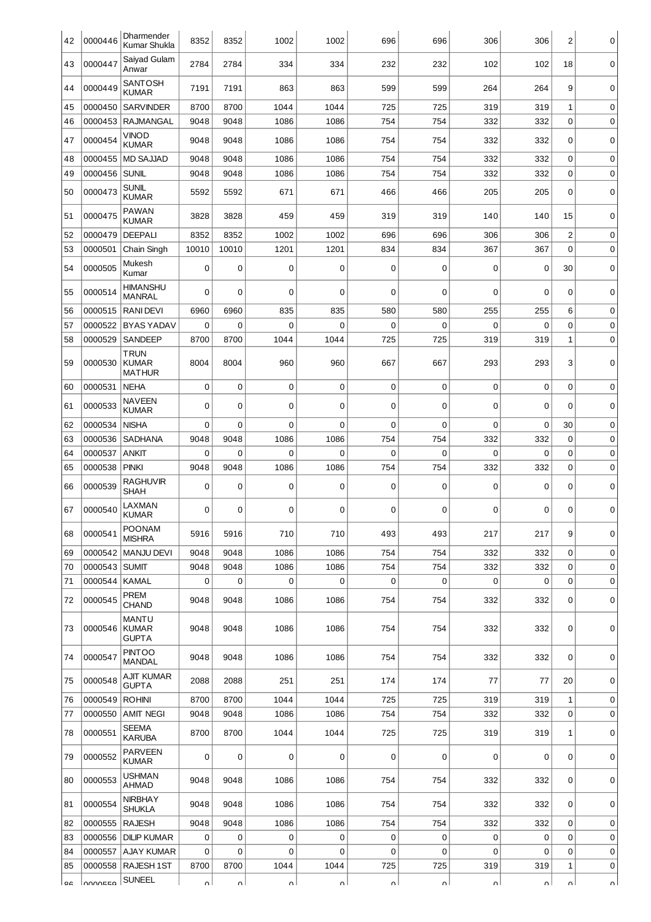| | | | | | | | | | | | | |
|---|---|---|---|---|---|---|---|---|---|---|---|---|
| 42 | 0000446 | Dharmender Kumar Shukla | 8352 | 8352 | 1002 | 1002 | 696 | 696 | 306 | 306 | 2 | 0 |
| 43 | 0000447 | Saiyad Gulam Anwar | 2784 | 2784 | 334 | 334 | 232 | 232 | 102 | 102 | 18 | 0 |
| 44 | 0000449 | SANTOSH KUMAR | 7191 | 7191 | 863 | 863 | 599 | 599 | 264 | 264 | 9 | 0 |
| 45 | 0000450 | SARVINDER | 8700 | 8700 | 1044 | 1044 | 725 | 725 | 319 | 319 | 1 | 0 |
| 46 | 0000453 | RAJMANGAL | 9048 | 9048 | 1086 | 1086 | 754 | 754 | 332 | 332 | 0 | 0 |
| 47 | 0000454 | VINOD KUMAR | 9048 | 9048 | 1086 | 1086 | 754 | 754 | 332 | 332 | 0 | 0 |
| 48 | 0000455 | MD SAJJAD | 9048 | 9048 | 1086 | 1086 | 754 | 754 | 332 | 332 | 0 | 0 |
| 49 | 0000456 | SUNIL | 9048 | 9048 | 1086 | 1086 | 754 | 754 | 332 | 332 | 0 | 0 |
| 50 | 0000473 | SUNIL KUMAR | 5592 | 5592 | 671 | 671 | 466 | 466 | 205 | 205 | 0 | 0 |
| 51 | 0000475 | PAWAN KUMAR | 3828 | 3828 | 459 | 459 | 319 | 319 | 140 | 140 | 15 | 0 |
| 52 | 0000479 | DEEPALI | 8352 | 8352 | 1002 | 1002 | 696 | 696 | 306 | 306 | 2 | 0 |
| 53 | 0000501 | Chain Singh | 10010 | 10010 | 1201 | 1201 | 834 | 834 | 367 | 367 | 0 | 0 |
| 54 | 0000505 | Mukesh Kumar | 0 | 0 | 0 | 0 | 0 | 0 | 0 | 0 | 30 | 0 |
| 55 | 0000514 | HIMANSHU MANRAL | 0 | 0 | 0 | 0 | 0 | 0 | 0 | 0 | 0 | 0 |
| 56 | 0000515 | RANI DEVI | 6960 | 6960 | 835 | 835 | 580 | 580 | 255 | 255 | 6 | 0 |
| 57 | 0000522 | BYAS YADAV | 0 | 0 | 0 | 0 | 0 | 0 | 0 | 0 | 0 | 0 |
| 58 | 0000529 | SANDEEP | 8700 | 8700 | 1044 | 1044 | 725 | 725 | 319 | 319 | 1 | 0 |
| 59 | 0000530 | TRUN KUMAR MATHUR | 8004 | 8004 | 960 | 960 | 667 | 667 | 293 | 293 | 3 | 0 |
| 60 | 0000531 | NEHA | 0 | 0 | 0 | 0 | 0 | 0 | 0 | 0 | 0 | 0 |
| 61 | 0000533 | NAVEEN KUMAR | 0 | 0 | 0 | 0 | 0 | 0 | 0 | 0 | 0 | 0 |
| 62 | 0000534 | NISHA | 0 | 0 | 0 | 0 | 0 | 0 | 0 | 0 | 30 | 0 |
| 63 | 0000536 | SADHANA | 9048 | 9048 | 1086 | 1086 | 754 | 754 | 332 | 332 | 0 | 0 |
| 64 | 0000537 | ANKIT | 0 | 0 | 0 | 0 | 0 | 0 | 0 | 0 | 0 | 0 |
| 65 | 0000538 | PINKI | 9048 | 9048 | 1086 | 1086 | 754 | 754 | 332 | 332 | 0 | 0 |
| 66 | 0000539 | RAGHUVIR SHAH | 0 | 0 | 0 | 0 | 0 | 0 | 0 | 0 | 0 | 0 |
| 67 | 0000540 | LAXMAN KUMAR | 0 | 0 | 0 | 0 | 0 | 0 | 0 | 0 | 0 | 0 |
| 68 | 0000541 | POONAM MISHRA | 5916 | 5916 | 710 | 710 | 493 | 493 | 217 | 217 | 9 | 0 |
| 69 | 0000542 | MANJU DEVI | 9048 | 9048 | 1086 | 1086 | 754 | 754 | 332 | 332 | 0 | 0 |
| 70 | 0000543 | SUMIT | 9048 | 9048 | 1086 | 1086 | 754 | 754 | 332 | 332 | 0 | 0 |
| 71 | 0000544 | KAMAL | 0 | 0 | 0 | 0 | 0 | 0 | 0 | 0 | 0 | 0 |
| 72 | 0000545 | PREM CHAND | 9048 | 9048 | 1086 | 1086 | 754 | 754 | 332 | 332 | 0 | 0 |
| 73 | 0000546 | MANTU KUMAR GUPTA | 9048 | 9048 | 1086 | 1086 | 754 | 754 | 332 | 332 | 0 | 0 |
| 74 | 0000547 | PINTOO MANDAL | 9048 | 9048 | 1086 | 1086 | 754 | 754 | 332 | 332 | 0 | 0 |
| 75 | 0000548 | AJIT KUMAR GUPTA | 2088 | 2088 | 251 | 251 | 174 | 174 | 77 | 77 | 20 | 0 |
| 76 | 0000549 | ROHINI | 8700 | 8700 | 1044 | 1044 | 725 | 725 | 319 | 319 | 1 | 0 |
| 77 | 0000550 | AMIT NEGI | 9048 | 9048 | 1086 | 1086 | 754 | 754 | 332 | 332 | 0 | 0 |
| 78 | 0000551 | SEEMA KARUBA | 8700 | 8700 | 1044 | 1044 | 725 | 725 | 319 | 319 | 1 | 0 |
| 79 | 0000552 | PARVEEN KUMAR | 0 | 0 | 0 | 0 | 0 | 0 | 0 | 0 | 0 | 0 |
| 80 | 0000553 | USHMAN AHMAD | 9048 | 9048 | 1086 | 1086 | 754 | 754 | 332 | 332 | 0 | 0 |
| 81 | 0000554 | NIRBHAY SHUKLA | 9048 | 9048 | 1086 | 1086 | 754 | 754 | 332 | 332 | 0 | 0 |
| 82 | 0000555 | RAJESH | 9048 | 9048 | 1086 | 1086 | 754 | 754 | 332 | 332 | 0 | 0 |
| 83 | 0000556 | DILIP KUMAR | 0 | 0 | 0 | 0 | 0 | 0 | 0 | 0 | 0 | 0 |
| 84 | 0000557 | AJAY KUMAR | 0 | 0 | 0 | 0 | 0 | 0 | 0 | 0 | 0 | 0 |
| 85 | 0000558 | RAJESH 1ST | 8700 | 8700 | 1044 | 1044 | 725 | 725 | 319 | 319 | 1 | 0 |
| 86 | 0000559 | SUNEEL | 0 | 0 | 0 | 0 | 0 | 0 | 0 | 0 | 0 | 0 |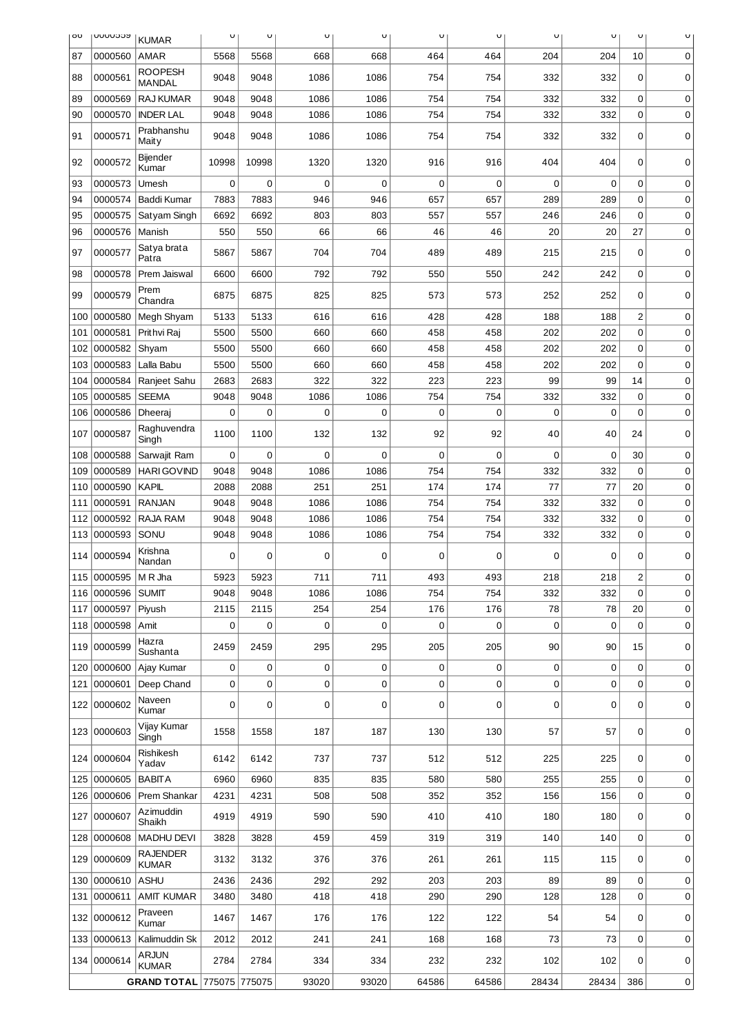| 86 | 0000559 | KUMAR | 0 | 0 | 0 | 0 | 0 | 0 | 0 | 0 | 0 | 0 |
|---|---|---|---|---|---|---|---|---|---|---|---|---|
| 87 | 0000560 | AMAR | 5568 | 5568 | 668 | 668 | 464 | 464 | 204 | 204 | 10 | 0 |
| 88 | 0000561 | ROOPESH MANDAL | 9048 | 9048 | 1086 | 1086 | 754 | 754 | 332 | 332 | 0 | 0 |
| 89 | 0000569 | RAJ KUMAR | 9048 | 9048 | 1086 | 1086 | 754 | 754 | 332 | 332 | 0 | 0 |
| 90 | 0000570 | INDER LAL | 9048 | 9048 | 1086 | 1086 | 754 | 754 | 332 | 332 | 0 | 0 |
| 91 | 0000571 | Prabhanshu Maity | 9048 | 9048 | 1086 | 1086 | 754 | 754 | 332 | 332 | 0 | 0 |
| 92 | 0000572 | Bijender Kumar | 10998 | 10998 | 1320 | 1320 | 916 | 916 | 404 | 404 | 0 | 0 |
| 93 | 0000573 | Umesh | 0 | 0 | 0 | 0 | 0 | 0 | 0 | 0 | 0 | 0 |
| 94 | 0000574 | Baddi Kumar | 7883 | 7883 | 946 | 946 | 657 | 657 | 289 | 289 | 0 | 0 |
| 95 | 0000575 | Satyam Singh | 6692 | 6692 | 803 | 803 | 557 | 557 | 246 | 246 | 0 | 0 |
| 96 | 0000576 | Manish | 550 | 550 | 66 | 66 | 46 | 46 | 20 | 20 | 27 | 0 |
| 97 | 0000577 | Satya brata Patra | 5867 | 5867 | 704 | 704 | 489 | 489 | 215 | 215 | 0 | 0 |
| 98 | 0000578 | Prem Jaiswal | 6600 | 6600 | 792 | 792 | 550 | 550 | 242 | 242 | 0 | 0 |
| 99 | 0000579 | Prem Chandra | 6875 | 6875 | 825 | 825 | 573 | 573 | 252 | 252 | 0 | 0 |
| 100 | 0000580 | Megh Shyam | 5133 | 5133 | 616 | 616 | 428 | 428 | 188 | 188 | 2 | 0 |
| 101 | 0000581 | Prithvi Raj | 5500 | 5500 | 660 | 660 | 458 | 458 | 202 | 202 | 0 | 0 |
| 102 | 0000582 | Shyam | 5500 | 5500 | 660 | 660 | 458 | 458 | 202 | 202 | 0 | 0 |
| 103 | 0000583 | Lalla Babu | 5500 | 5500 | 660 | 660 | 458 | 458 | 202 | 202 | 0 | 0 |
| 104 | 0000584 | Ranjeet Sahu | 2683 | 2683 | 322 | 322 | 223 | 223 | 99 | 99 | 14 | 0 |
| 105 | 0000585 | SEEMA | 9048 | 9048 | 1086 | 1086 | 754 | 754 | 332 | 332 | 0 | 0 |
| 106 | 0000586 | Dheeraj | 0 | 0 | 0 | 0 | 0 | 0 | 0 | 0 | 0 | 0 |
| 107 | 0000587 | Raghuvendra Singh | 1100 | 1100 | 132 | 132 | 92 | 92 | 40 | 40 | 24 | 0 |
| 108 | 0000588 | Sarwajit Ram | 0 | 0 | 0 | 0 | 0 | 0 | 0 | 0 | 30 | 0 |
| 109 | 0000589 | HARI GOVIND | 9048 | 9048 | 1086 | 1086 | 754 | 754 | 332 | 332 | 0 | 0 |
| 110 | 0000590 | KAPIL | 2088 | 2088 | 251 | 251 | 174 | 174 | 77 | 77 | 20 | 0 |
| 111 | 0000591 | RANJAN | 9048 | 9048 | 1086 | 1086 | 754 | 754 | 332 | 332 | 0 | 0 |
| 112 | 0000592 | RAJA RAM | 9048 | 9048 | 1086 | 1086 | 754 | 754 | 332 | 332 | 0 | 0 |
| 113 | 0000593 | SONU | 9048 | 9048 | 1086 | 1086 | 754 | 754 | 332 | 332 | 0 | 0 |
| 114 | 0000594 | Krishna Nandan | 0 | 0 | 0 | 0 | 0 | 0 | 0 | 0 | 0 | 0 |
| 115 | 0000595 | M R Jha | 5923 | 5923 | 711 | 711 | 493 | 493 | 218 | 218 | 2 | 0 |
| 116 | 0000596 | SUMIT | 9048 | 9048 | 1086 | 1086 | 754 | 754 | 332 | 332 | 0 | 0 |
| 117 | 0000597 | Piyush | 2115 | 2115 | 254 | 254 | 176 | 176 | 78 | 78 | 20 | 0 |
| 118 | 0000598 | Amit | 0 | 0 | 0 | 0 | 0 | 0 | 0 | 0 | 0 | 0 |
| 119 | 0000599 | Hazra Sushanta | 2459 | 2459 | 295 | 295 | 205 | 205 | 90 | 90 | 15 | 0 |
| 120 | 0000600 | Ajay Kumar | 0 | 0 | 0 | 0 | 0 | 0 | 0 | 0 | 0 | 0 |
| 121 | 0000601 | Deep Chand | 0 | 0 | 0 | 0 | 0 | 0 | 0 | 0 | 0 | 0 |
| 122 | 0000602 | Naveen Kumar | 0 | 0 | 0 | 0 | 0 | 0 | 0 | 0 | 0 | 0 |
| 123 | 0000603 | Vijay Kumar Singh | 1558 | 1558 | 187 | 187 | 130 | 130 | 57 | 57 | 0 | 0 |
| 124 | 0000604 | Rishikesh Yadav | 6142 | 6142 | 737 | 737 | 512 | 512 | 225 | 225 | 0 | 0 |
| 125 | 0000605 | BABITA | 6960 | 6960 | 835 | 835 | 580 | 580 | 255 | 255 | 0 | 0 |
| 126 | 0000606 | Prem Shankar | 4231 | 4231 | 508 | 508 | 352 | 352 | 156 | 156 | 0 | 0 |
| 127 | 0000607 | Azimuddin Shaikh | 4919 | 4919 | 590 | 590 | 410 | 410 | 180 | 180 | 0 | 0 |
| 128 | 0000608 | MADHU DEVI | 3828 | 3828 | 459 | 459 | 319 | 319 | 140 | 140 | 0 | 0 |
| 129 | 0000609 | RAJENDER KUMAR | 3132 | 3132 | 376 | 376 | 261 | 261 | 115 | 115 | 0 | 0 |
| 130 | 0000610 | ASHU | 2436 | 2436 | 292 | 292 | 203 | 203 | 89 | 89 | 0 | 0 |
| 131 | 0000611 | AMIT KUMAR | 3480 | 3480 | 418 | 418 | 290 | 290 | 128 | 128 | 0 | 0 |
| 132 | 0000612 | Praveen Kumar | 1467 | 1467 | 176 | 176 | 122 | 122 | 54 | 54 | 0 | 0 |
| 133 | 0000613 | Kalimuddin Sk | 2012 | 2012 | 241 | 241 | 168 | 168 | 73 | 73 | 0 | 0 |
| 134 | 0000614 | ARJUN KUMAR | 2784 | 2784 | 334 | 334 | 232 | 232 | 102 | 102 | 0 | 0 |
| | | GRAND TOTAL | 775075 | 775075 | 93020 | 93020 | 64586 | 64586 | 28434 | 28434 | 386 | 0 |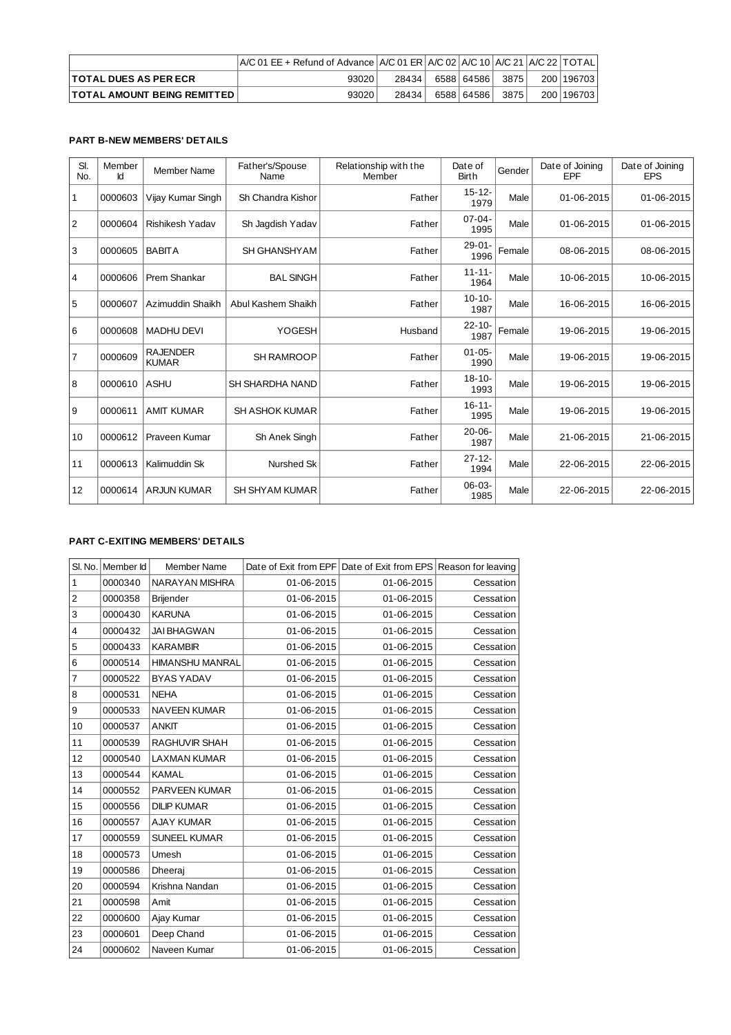| | A/C 01 EE + Refund of Advance | A/C 01 ER | A/C 02 | A/C 10 | A/C 21 | A/C 22 | TOTAL |
|---|---|---|---|---|---|---|---|
| **TOTAL DUES AS PER ECR** | 93020 | 28434 | 6588 | 64586 | 3875 | 200 | 196703 |
| **TOTAL AMOUNT BEING REMITTED** | 93020 | 28434 | 6588 | 64586 | 3875 | 200 | 196703 |

**PART B-NEW MEMBERS' DETAILS**

| Sl. No. | Member Id | Member Name | Father's/Spouse Name | Relationship with the Member | Date of Birth | Gender | Date of Joining EPF | Date of Joining EPS |
|---|---|---|---|---|---|---|---|---|
| 1 | 0000603 | Vijay Kumar Singh | Sh Chandra Kishor | Father | 15-12-1979 | Male | 01-06-2015 | 01-06-2015 |
| 2 | 0000604 | Rishikesh Yadav | Sh Jagdish Yadav | Father | 07-04-1995 | Male | 01-06-2015 | 01-06-2015 |
| 3 | 0000605 | BABITA | SH GHANSHYAM | Father | 29-01-1996 | Female | 08-06-2015 | 08-06-2015 |
| 4 | 0000606 | Prem Shankar | BAL SINGH | Father | 11-11-1964 | Male | 10-06-2015 | 10-06-2015 |
| 5 | 0000607 | Azimuddin Shaikh | Abul Kashem Shaikh | Father | 10-10-1987 | Male | 16-06-2015 | 16-06-2015 |
| 6 | 0000608 | MADHU DEVI | YOGESH | Husband | 22-10-1987 | Female | 19-06-2015 | 19-06-2015 |
| 7 | 0000609 | RAJENDER KUMAR | SH RAMROOP | Father | 01-05-1990 | Male | 19-06-2015 | 19-06-2015 |
| 8 | 0000610 | ASHU | SH SHARDHA NAND | Father | 18-10-1993 | Male | 19-06-2015 | 19-06-2015 |
| 9 | 0000611 | AMIT KUMAR | SH ASHOK KUMAR | Father | 16-11-1995 | Male | 19-06-2015 | 19-06-2015 |
| 10 | 0000612 | Praveen Kumar | Sh Anek Singh | Father | 20-06-1987 | Male | 21-06-2015 | 21-06-2015 |
| 11 | 0000613 | Kalimuddin Sk | Nurshed Sk | Father | 27-12-1994 | Male | 22-06-2015 | 22-06-2015 |
| 12 | 0000614 | ARJUN KUMAR | SH SHYAM KUMAR | Father | 06-03-1985 | Male | 22-06-2015 | 22-06-2015 |

**PART C-EXITING MEMBERS' DETAILS**

| Sl. No. | Member Id | Member Name | Date of Exit from EPF | Date of Exit from EPS | Reason for leaving |
|---|---|---|---|---|---|
| 1 | 0000340 | NARAYAN MISHRA | 01-06-2015 | 01-06-2015 | Cessation |
| 2 | 0000358 | Brijender | 01-06-2015 | 01-06-2015 | Cessation |
| 3 | 0000430 | KARUNA | 01-06-2015 | 01-06-2015 | Cessation |
| 4 | 0000432 | JAI BHAGWAN | 01-06-2015 | 01-06-2015 | Cessation |
| 5 | 0000433 | KARAMBIR | 01-06-2015 | 01-06-2015 | Cessation |
| 6 | 0000514 | HIMANSHU MANRAL | 01-06-2015 | 01-06-2015 | Cessation |
| 7 | 0000522 | BYAS YADAV | 01-06-2015 | 01-06-2015 | Cessation |
| 8 | 0000531 | NEHA | 01-06-2015 | 01-06-2015 | Cessation |
| 9 | 0000533 | NAVEEN KUMAR | 01-06-2015 | 01-06-2015 | Cessation |
| 10 | 0000537 | ANKIT | 01-06-2015 | 01-06-2015 | Cessation |
| 11 | 0000539 | RAGHUVIR SHAH | 01-06-2015 | 01-06-2015 | Cessation |
| 12 | 0000540 | LAXMAN KUMAR | 01-06-2015 | 01-06-2015 | Cessation |
| 13 | 0000544 | KAMAL | 01-06-2015 | 01-06-2015 | Cessation |
| 14 | 0000552 | PARVEEN KUMAR | 01-06-2015 | 01-06-2015 | Cessation |
| 15 | 0000556 | DILIP KUMAR | 01-06-2015 | 01-06-2015 | Cessation |
| 16 | 0000557 | AJAY KUMAR | 01-06-2015 | 01-06-2015 | Cessation |
| 17 | 0000559 | SUNEEL KUMAR | 01-06-2015 | 01-06-2015 | Cessation |
| 18 | 0000573 | Umesh | 01-06-2015 | 01-06-2015 | Cessation |
| 19 | 0000586 | Dheeraj | 01-06-2015 | 01-06-2015 | Cessation |
| 20 | 0000594 | Krishna Nandan | 01-06-2015 | 01-06-2015 | Cessation |
| 21 | 0000598 | Amit | 01-06-2015 | 01-06-2015 | Cessation |
| 22 | 0000600 | Ajay Kumar | 01-06-2015 | 01-06-2015 | Cessation |
| 23 | 0000601 | Deep Chand | 01-06-2015 | 01-06-2015 | Cessation |
| 24 | 0000602 | Naveen Kumar | 01-06-2015 | 01-06-2015 | Cessation |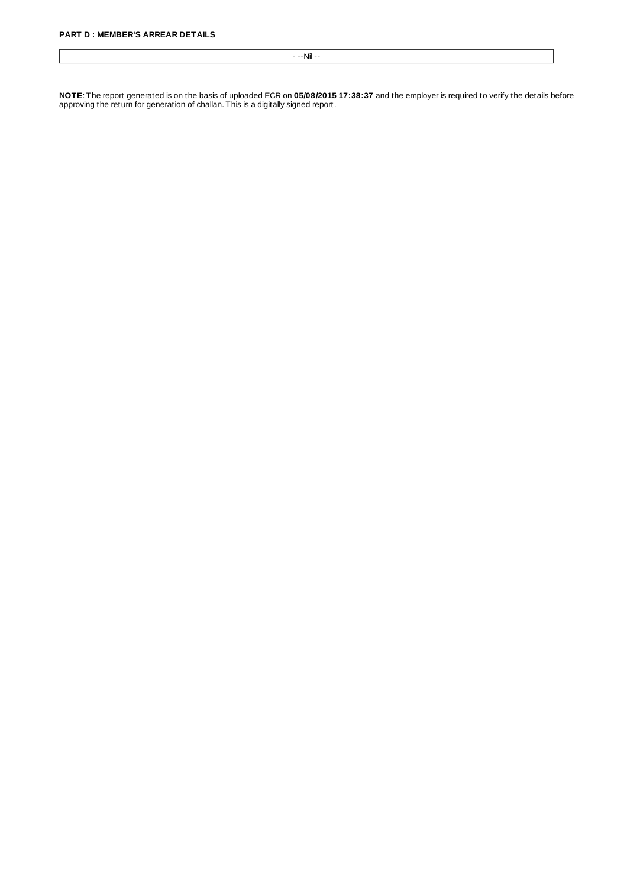**PART D : MEMBER'S ARREAR DETAILS**

| |
|---|
| - --Nil -- |

**NOTE**: The report generated is on the basis of uploaded ECR on **05/08/2015 17:38:37** and the employer is required to verify the details before approving the return for generation of challan. This is a digitally signed report.